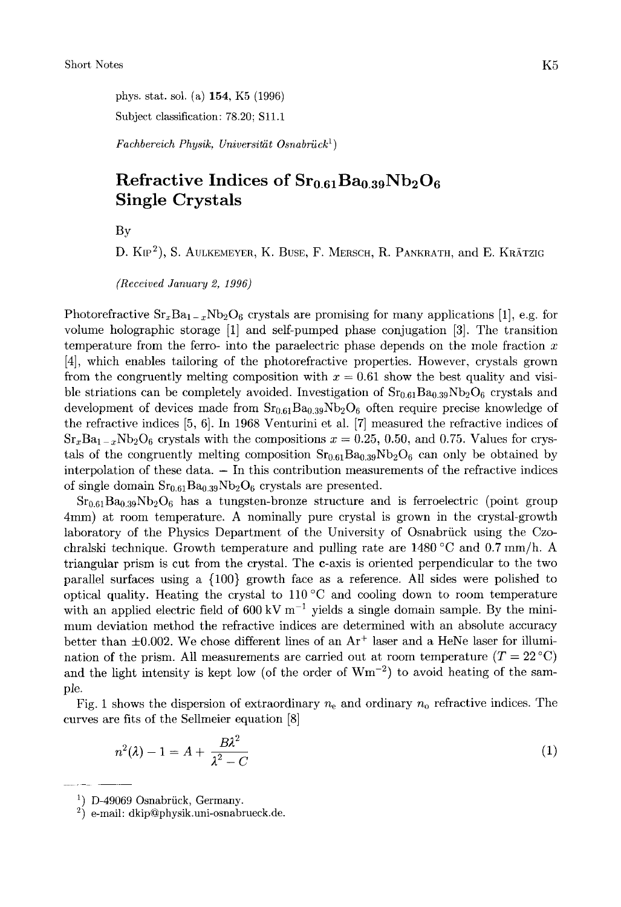phys. stat. sol. (a) **154**, K5 (1996)

Subject classification: 78.20; S11.1

*Fachbereich Physik, Universität Osnabrück*[1])

# Refractive Indices of $Sr_{0.61}Ba_{0.39}Nb_2O_6$ Single Crystals

By

D. Kip[2]), S. Aulkemeyer, K. Buse, F. Mersch, R. Pankrath, and E. Krätzig

*(Received January 2, 1996)*

Photorefractive $Sr_xBa_{1-x}Nb_2O_6$ crystals are promising for many applications [1], e.g. for volume holographic storage [1] and self-pumped phase conjugation [3]. The transition temperature from the ferro- into the paraelectric phase depends on the mole fraction $x$ [4], which enables tailoring of the photorefractive properties. However, crystals grown from the congruently melting composition with $x = 0.61$ show the best quality and visible striations can be completely avoided. Investigation of $Sr_{0.61}Ba_{0.39}Nb_2O_6$ crystals and development of devices made from $Sr_{0.61}Ba_{0.39}Nb_2O_6$ often require precise knowledge of the refractive indices [5, 6]. In 1968 Venturini et al. [7] measured the refractive indices of $Sr_xBa_{1-x}Nb_2O_6$ crystals with the compositions $x = 0.25$, 0.50, and 0.75. Values for crystals of the congruently melting composition $Sr_{0.61}Ba_{0.39}Nb_2O_6$ can only be obtained by interpolation of these data. – In this contribution measurements of the refractive indices of single domain $Sr_{0.61}Ba_{0.39}Nb_2O_6$ crystals are presented.

$Sr_{0.61}Ba_{0.39}Nb_2O_6$ has a tungsten-bronze structure and is ferroelectric (point group 4mm) at room temperature. A nominally pure crystal is grown in the crystal-growth laboratory of the Physics Department of the University of Osnabrück using the Czochralski technique. Growth temperature and pulling rate are 1480 °C and 0.7 mm/h. A triangular prism is cut from the crystal. The **c**-axis is oriented perpendicular to the two parallel surfaces using a {100} growth face as a reference. All sides were polished to optical quality. Heating the crystal to 110 °C and cooling down to room temperature with an applied electric field of 600 kV $m^{-1}$ yields a single domain sample. By the minimum deviation method the refractive indices are determined with an absolute accuracy better than ±0.002. We chose different lines of an $Ar^+$ laser and a HeNe laser for illumination of the prism. All measurements are carried out at room temperature ($T = 22$ °C) and the light intensity is kept low (of the order of $Wm^{-2}$) to avoid heating of the sample.

Fig. 1 shows the dispersion of extraordinary $n_e$ and ordinary $n_o$ refractive indices. The curves are fits of the Sellmeier equation [8]

$$n^2(\lambda) - 1 = A + \frac{B\lambda^2}{\lambda^2 - C} \tag{1}$$

[1]) D-49069 Osnabrück, Germany.

[2]) e-mail: dkip@physik.uni-osnabrueck.de.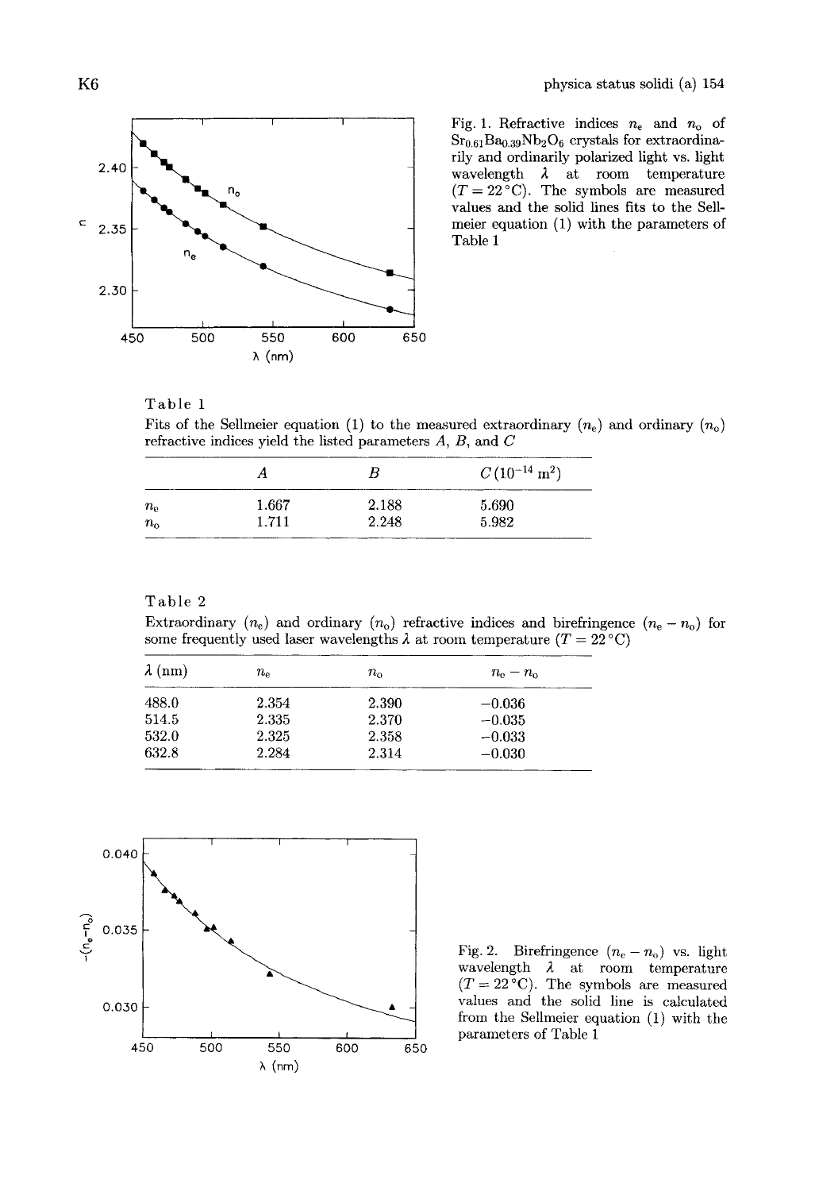Fig. 1. Refractive indices $n_e$ and $n_o$ of $Sr_{0.61}Ba_{0.39}Nb_2O_6$ crystals for extraordinarily and ordinarily polarized light vs. light wavelength $\lambda$ at room temperature ($T = 22\,°C$). The symbols are measured values and the solid lines fits to the Sellmeier equation (1) with the parameters of Table 1

Table 1

Fits of the Sellmeier equation (1) to the measured extraordinary ($n_e$) and ordinary ($n_o$) refractive indices yield the listed parameters $A$, $B$, and $C$

| | $A$ | $B$ | $C\,(10^{-14}\,m^2)$ |
|---|---|---|---|
| $n_e$ | 1.667 | 2.188 | 5.690 |
| $n_o$ | 1.711 | 2.248 | 5.982 |

Table 2

Extraordinary ($n_e$) and ordinary ($n_o$) refractive indices and birefringence ($n_e - n_o$) for some frequently used laser wavelengths $\lambda$ at room temperature ($T = 22\,°C$)

| $\lambda$ (nm) | $n_e$ | $n_o$ | $n_e - n_o$ |
|---|---|---|---|
| 488.0 | 2.354 | 2.390 | −0.036 |
| 514.5 | 2.335 | 2.370 | −0.035 |
| 532.0 | 2.325 | 2.358 | −0.033 |
| 632.8 | 2.284 | 2.314 | −0.030 |

Fig. 2. Birefringence ($n_e - n_o$) vs. light wavelength $\lambda$ at room temperature ($T = 22\,°C$). The symbols are measured values and the solid line is calculated from the Sellmeier equation (1) with the parameters of Table 1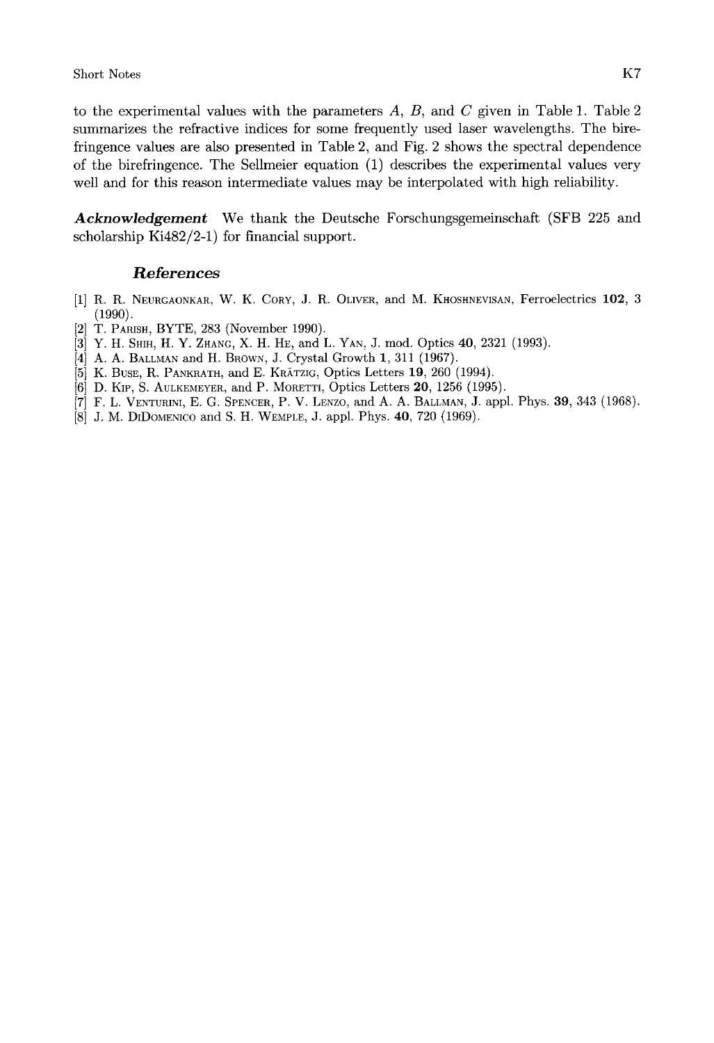to the experimental values with the parameters $A$, $B$, and $C$ given in Table 1. Table 2 summarizes the refractive indices for some frequently used laser wavelengths. The birefringence values are also presented in Table 2, and Fig. 2 shows the spectral dependence of the birefringence. The Sellmeier equation (1) describes the experimental values very well and for this reason intermediate values may be interpolated with high reliability.

***Acknowledgement*** We thank the Deutsche Forschungsgemeinschaft (SFB 225 and scholarship Ki482/2-1) for financial support.

## References

[1] R. R. Neurgaonkar, W. K. Cory, J. R. Oliver, and M. Khoshnevisan, Ferroelectrics **102**, 3 (1990).
[2] T. Parish, BYTE, 283 (November 1990).
[3] Y. H. Shih, H. Y. Zhang, X. H. He, and L. Yan, J. mod. Optics **40**, 2321 (1993).
[4] A. A. Ballman and H. Brown, J. Crystal Growth **1**, 311 (1967).
[5] K. Buse, R. Pankrath, and E. Krätzig, Optics Letters **19**, 260 (1994).
[6] D. Kip, S. Aulkemeyer, and P. Moretti, Optics Letters **20**, 1256 (1995).
[7] F. L. Venturini, E. G. Spencer, P. V. Lenzo, and A. A. Ballman, J. appl. Phys. **39**, 343 (1968).
[8] J. M. DiDomenico and S. H. Wemple, J. appl. Phys. **40**, 720 (1969).